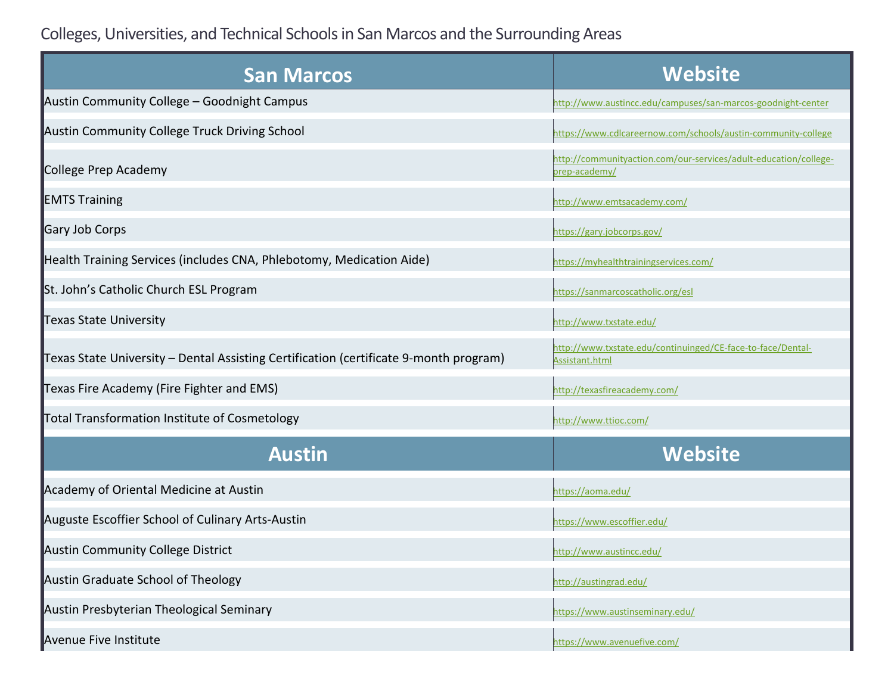# Colleges, Universities, and Technical Schools in San Marcos and the Surrounding Areas

| San Marcos | Website |
| --- | --- |
| Austin Community College – Goodnight Campus | http://www.austincc.edu/campuses/san-marcos-goodnight-center |
| Austin Community College Truck Driving School | https://www.cdlcareernow.com/schools/austin-community-college |
| College Prep Academy | http://communityaction.com/our-services/adult-education/college-prep-academy/ |
| EMTS Training | http://www.emtsacademy.com/ |
| Gary Job Corps | https://gary.jobcorps.gov/ |
| Health Training Services (includes CNA, Phlebotomy, Medication Aide) | https://myhealthtrainingservices.com/ |
| St. John's Catholic Church ESL Program | https://sanmarcoscatholic.org/esl |
| Texas State University | http://www.txstate.edu/ |
| Texas State University – Dental Assisting Certification (certificate 9-month program) | http://www.txstate.edu/continuinged/CE-face-to-face/Dental-Assistant.html |
| Texas Fire Academy (Fire Fighter and EMS) | http://texasfireacademy.com/ |
| Total Transformation Institute of Cosmetology | http://www.ttioc.com/ |
| **Austin** | **Website** |
| Academy of Oriental Medicine at Austin | https://aoma.edu/ |
| Auguste Escoffier School of Culinary Arts-Austin | https://www.escoffier.edu/ |
| Austin Community College District | http://www.austincc.edu/ |
| Austin Graduate School of Theology | http://austingrad.edu/ |
| Austin Presbyterian Theological Seminary | https://www.austinseminary.edu/ |
| Avenue Five Institute | https://www.avenuefive.com/ |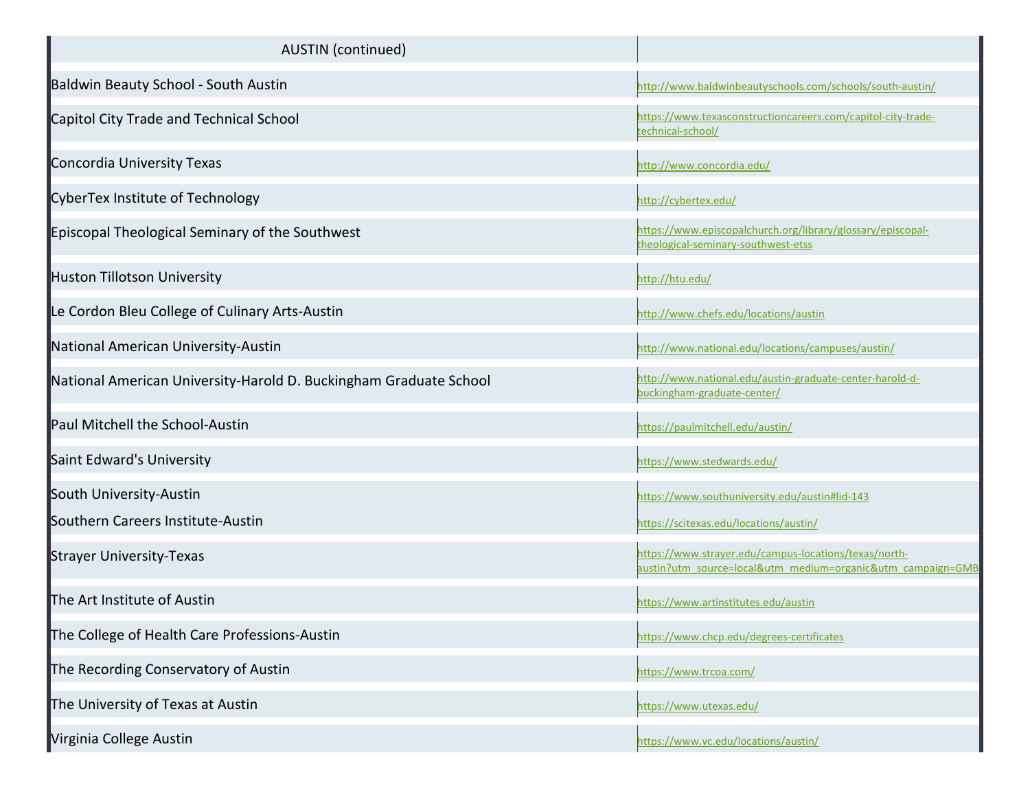| AUSTIN (continued) | |
|---|---|
| Baldwin Beauty School - South Austin | http://www.baldwinbeautyschools.com/schools/south-austin/ |
| Capitol City Trade and Technical School | https://www.texasconstructioncareers.com/capitol-city-trade-technical-school/ |
| Concordia University Texas | http://www.concordia.edu/ |
| CyberTex Institute of Technology | http://cybertex.edu/ |
| Episcopal Theological Seminary of the Southwest | https://www.episcopalchurch.org/library/glossary/episcopal-theological-seminary-southwest-etss |
| Huston Tillotson University | http://htu.edu/ |
| Le Cordon Bleu College of Culinary Arts-Austin | http://www.chefs.edu/locations/austin |
| National American University-Austin | http://www.national.edu/locations/campuses/austin/ |
| National American University-Harold D. Buckingham Graduate School | http://www.national.edu/austin-graduate-center-harold-d-buckingham-graduate-center/ |
| Paul Mitchell the School-Austin | https://paulmitchell.edu/austin/ |
| Saint Edward's University | https://www.stedwards.edu/ |
| South University-Austin | https://www.southuniversity.edu/austin#lid-143 |
| Southern Careers Institute-Austin | https://scitexas.edu/locations/austin/ |
| Strayer University-Texas | https://www.strayer.edu/campus-locations/texas/north-austin?utm_source=local&utm_medium=organic&utm_campaign=GMB |
| The Art Institute of Austin | https://www.artinstitutes.edu/austin |
| The College of Health Care Professions-Austin | https://www.chcp.edu/degrees-certificates |
| The Recording Conservatory of Austin | https://www.trcoa.com/ |
| The University of Texas at Austin | https://www.utexas.edu/ |
| Virginia College Austin | https://www.vc.edu/locations/austin/ |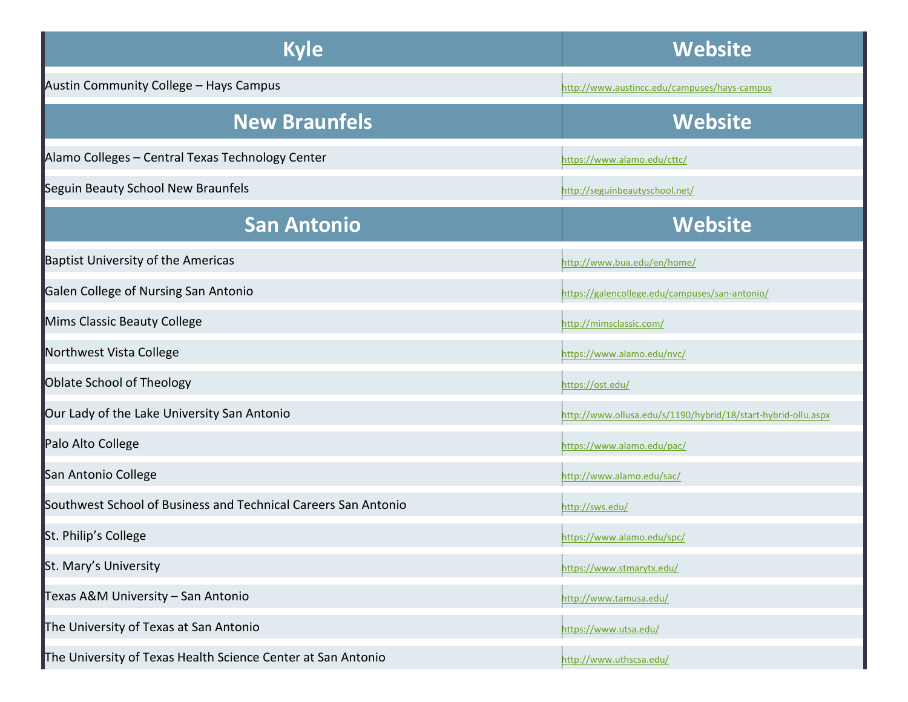| Kyle | Website |
|---|---|
| Austin Community College – Hays Campus | http://www.austincc.edu/campuses/hays-campus |

| New Braunfels | Website |
|---|---|
| Alamo Colleges – Central Texas Technology Center | https://www.alamo.edu/cttc/ |
| Seguin Beauty School New Braunfels | http://seguinbeautyschool.net/ |

| San Antonio | Website |
|---|---|
| Baptist University of the Americas | http://www.bua.edu/en/home/ |
| Galen College of Nursing San Antonio | https://galencollege.edu/campuses/san-antonio/ |
| Mims Classic Beauty College | http://mimsclassic.com/ |
| Northwest Vista College | https://www.alamo.edu/nvc/ |
| Oblate School of Theology | https://ost.edu/ |
| Our Lady of the Lake University San Antonio | http://www.ollusa.edu/s/1190/hybrid/18/start-hybrid-ollu.aspx |
| Palo Alto College | https://www.alamo.edu/pac/ |
| San Antonio College | http://www.alamo.edu/sac/ |
| Southwest School of Business and Technical Careers San Antonio | http://sws.edu/ |
| St. Philip's College | https://www.alamo.edu/spc/ |
| St. Mary's University | https://www.stmarytx.edu/ |
| Texas A&M University – San Antonio | http://www.tamusa.edu/ |
| The University of Texas at San Antonio | https://www.utsa.edu/ |
| The University of Texas Health Science Center at San Antonio | http://www.uthscsa.edu/ |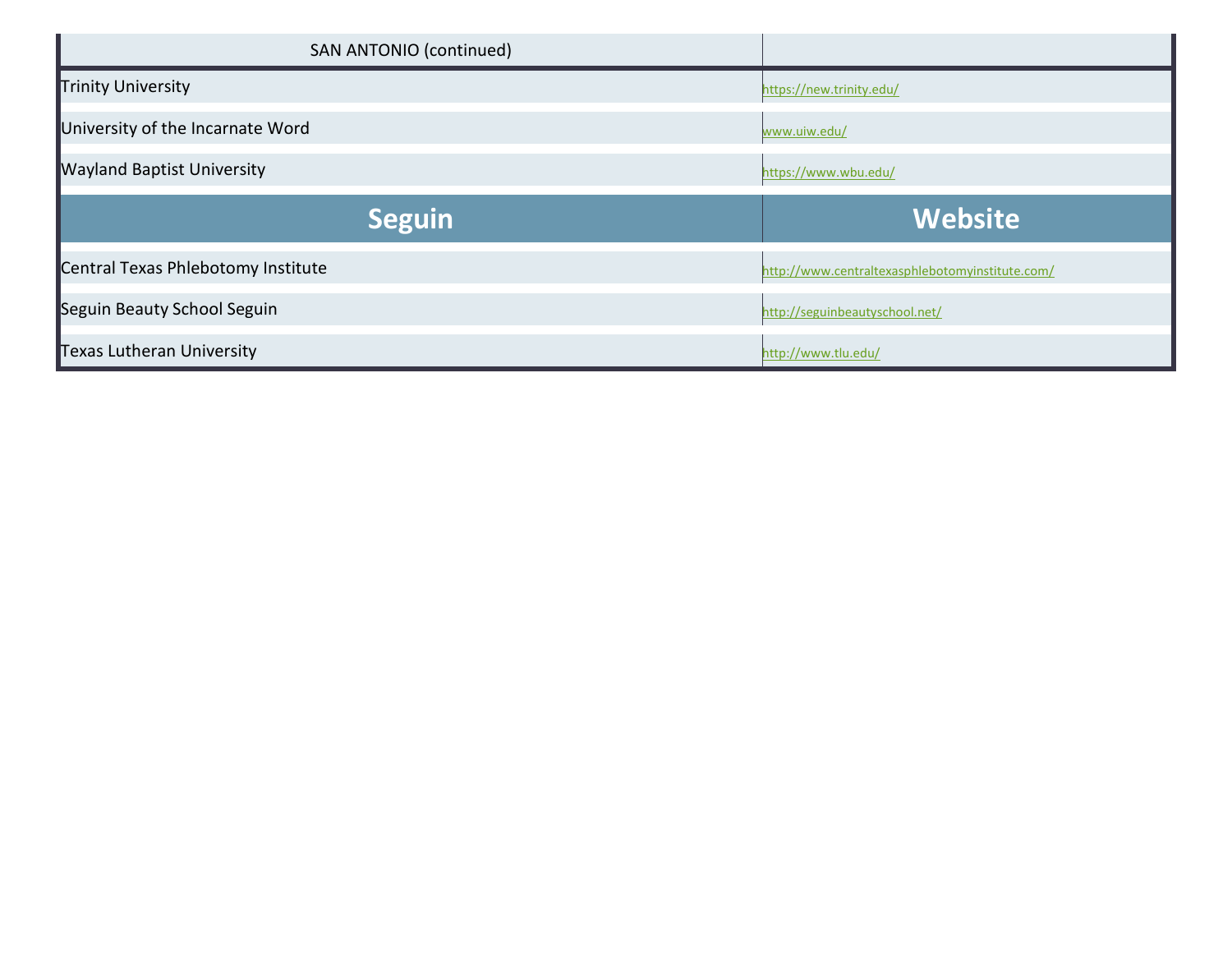| SAN ANTONIO (continued) | |
|---|---|
| Trinity University | https://new.trinity.edu/ |
| University of the Incarnate Word | www.uiw.edu/ |
| Wayland Baptist University | https://www.wbu.edu/ |

| Seguin | Website |
|---|---|
| Central Texas Phlebotomy Institute | http://www.centraltexasphlebotomyinstitute.com/ |
| Seguin Beauty School Seguin | http://seguinbeautyschool.net/ |
| Texas Lutheran University | http://www.tlu.edu/ |